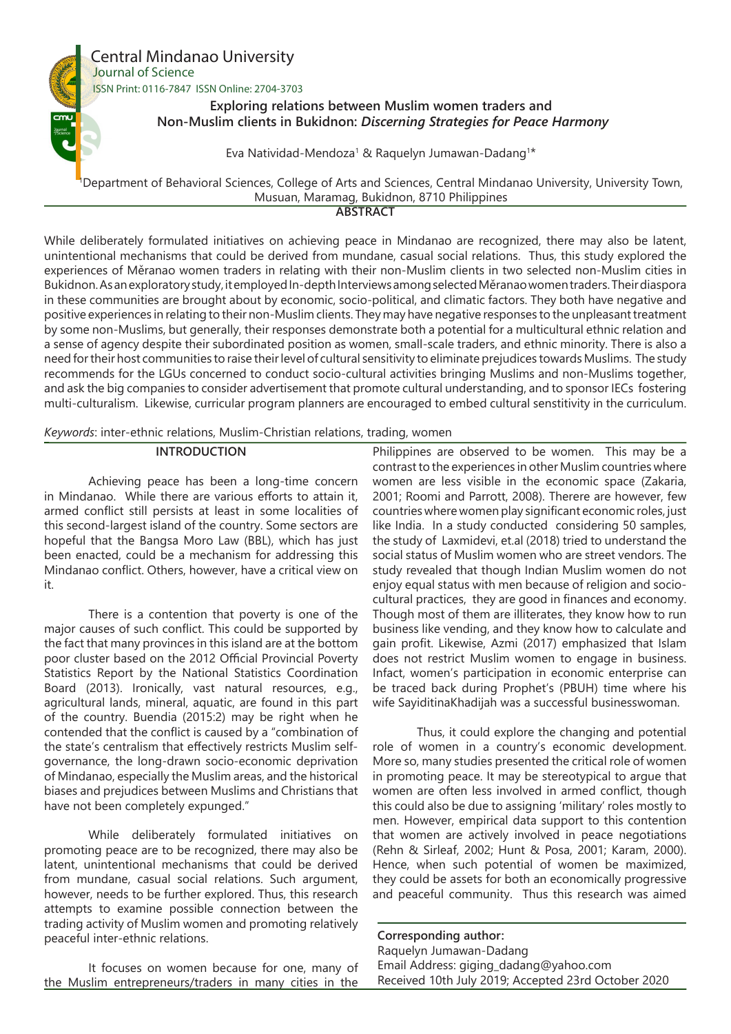Central Mindanao University
Journal of Science
ISSN Print: 0116-7847 ISSN Online: 2704-3703

# Exploring relations between Muslim women traders and Non-Muslim clients in Bukidnon: *Discerning Strategies for Peace Harmony*

Eva Natividad-Mendoza[1] & Raquelyn Jumawan-Dadang[1*]

[1]Department of Behavioral Sciences, College of Arts and Sciences, Central Mindanao University, University Town, Musuan, Maramag, Bukidnon, 8710 Philippines

## ABSTRACT

While deliberately formulated initiatives on achieving peace in Mindanao are recognized, there may also be latent, unintentional mechanisms that could be derived from mundane, casual social relations. Thus, this study explored the experiences of Měranao women traders in relating with their non-Muslim clients in two selected non-Muslim cities in Bukidnon. As an exploratory study, it employed In-depth Interviews among selected Měranao women traders. Their diaspora in these communities are brought about by economic, socio-political, and climatic factors. They both have negative and positive experiences in relating to their non-Muslim clients. They may have negative responses to the unpleasant treatment by some non-Muslims, but generally, their responses demonstrate both a potential for a multicultural ethnic relation and a sense of agency despite their subordinated position as women, small-scale traders, and ethnic minority. There is also a need for their host communities to raise their level of cultural sensitivity to eliminate prejudices towards Muslims. The study recommends for the LGUs concerned to conduct socio-cultural activities bringing Muslims and non-Muslims together, and ask the big companies to consider advertisement that promote cultural understanding, and to sponsor IECs fostering multi-culturalism. Likewise, curricular program planners are encouraged to embed cultural senstitivity in the curriculum.

*Keywords*: inter-ethnic relations, Muslim-Christian relations, trading, women

## INTRODUCTION

Achieving peace has been a long-time concern in Mindanao. While there are various efforts to attain it, armed conflict still persists at least in some localities of this second-largest island of the country. Some sectors are hopeful that the Bangsa Moro Law (BBL), which has just been enacted, could be a mechanism for addressing this Mindanao conflict. Others, however, have a critical view on it.

There is a contention that poverty is one of the major causes of such conflict. This could be supported by the fact that many provinces in this island are at the bottom poor cluster based on the 2012 Official Provincial Poverty Statistics Report by the National Statistics Coordination Board (2013). Ironically, vast natural resources, e.g., agricultural lands, mineral, aquatic, are found in this part of the country. Buendia (2015:2) may be right when he contended that the conflict is caused by a "combination of the state's centralism that effectively restricts Muslim self-governance, the long-drawn socio-economic deprivation of Mindanao, especially the Muslim areas, and the historical biases and prejudices between Muslims and Christians that have not been completely expunged."

While deliberately formulated initiatives on promoting peace are to be recognized, there may also be latent, unintentional mechanisms that could be derived from mundane, casual social relations. Such argument, however, needs to be further explored. Thus, this research attempts to examine possible connection between the trading activity of Muslim women and promoting relatively peaceful inter-ethnic relations.

It focuses on women because for one, many of the Muslim entrepreneurs/traders in many cities in the Philippines are observed to be women. This may be a contrast to the experiences in other Muslim countries where women are less visible in the economic space (Zakaria, 2001; Roomi and Parrott, 2008). Therere are however, few countries where women play significant economic roles, just like India. In a study conducted considering 50 samples, the study of Laxmidevi, et.al (2018) tried to understand the social status of Muslim women who are street vendors. The study revealed that though Indian Muslim women do not enjoy equal status with men because of religion and socio-cultural practices, they are good in finances and economy. Though most of them are illiterates, they know how to run business like vending, and they know how to calculate and gain profit. Likewise, Azmi (2017) emphasized that Islam does not restrict Muslim women to engage in business. Infact, women's participation in economic enterprise can be traced back during Prophet's (PBUH) time where his wife SayiditinaKhadijah was a successful businesswoman.

Thus, it could explore the changing and potential role of women in a country's economic development. More so, many studies presented the critical role of women in promoting peace. It may be stereotypical to argue that women are often less involved in armed conflict, though this could also be due to assigning 'military' roles mostly to men. However, empirical data support to this contention that women are actively involved in peace negotiations (Rehn & Sirleaf, 2002; Hunt & Posa, 2001; Karam, 2000). Hence, when such potential of women be maximized, they could be assets for both an economically progressive and peaceful community. Thus this research was aimed

**Corresponding author:**
Raquelyn Jumawan-Dadang
Email Address: giging_dadang@yahoo.com
Received 10th July 2019; Accepted 23rd October 2020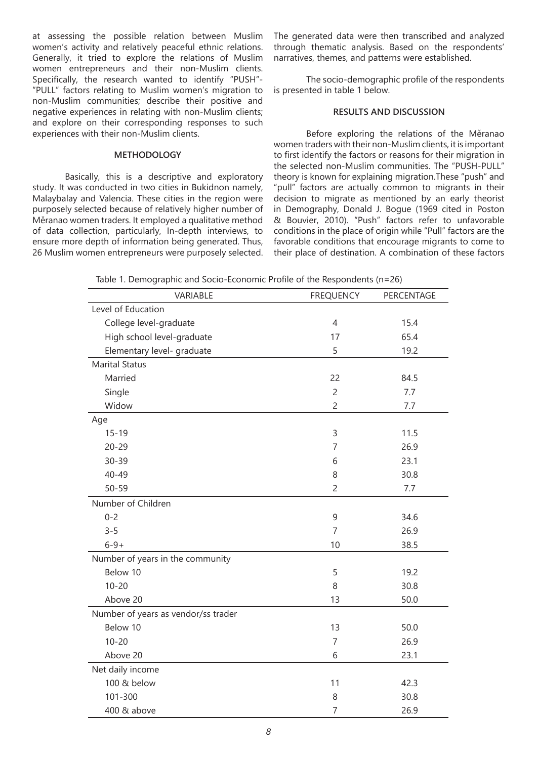at assessing the possible relation between Muslim women's activity and relatively peaceful ethnic relations. Generally, it tried to explore the relations of Muslim women entrepreneurs and their non-Muslim clients. Specifically, the research wanted to identify "PUSH"-"PULL" factors relating to Muslim women's migration to non-Muslim communities; describe their positive and negative experiences in relating with non-Muslim clients; and explore on their corresponding responses to such experiences with their non-Muslim clients.

## METHODOLOGY

Basically, this is a descriptive and exploratory study. It was conducted in two cities in Bukidnon namely, Malaybalay and Valencia. These cities in the region were purposely selected because of relatively higher number of Mĕranao women traders. It employed a qualitative method of data collection, particularly, In-depth interviews, to ensure more depth of information being generated. Thus, 26 Muslim women entrepreneurs were purposely selected. The generated data were then transcribed and analyzed through thematic analysis. Based on the respondents' narratives, themes, and patterns were established.

The socio-demographic profile of the respondents is presented in table 1 below.

## RESULTS AND DISCUSSION

Before exploring the relations of the Mĕranao women traders with their non-Muslim clients, it is important to first identify the factors or reasons for their migration in the selected non-Muslim communities. The "PUSH-PULL" theory is known for explaining migration.These "push" and "pull" factors are actually common to migrants in their decision to migrate as mentioned by an early theorist in Demography, Donald J. Bogue (1969 cited in Poston & Bouvier, 2010). "Push" factors refer to unfavorable conditions in the place of origin while "Pull" factors are the favorable conditions that encourage migrants to come to their place of destination. A combination of these factors

Table 1. Demographic and Socio-Economic Profile of the Respondents (n=26)

| VARIABLE | FREQUENCY | PERCENTAGE |
|---|---|---|
| Level of Education | | |
| College level-graduate | 4 | 15.4 |
| High school level-graduate | 17 | 65.4 |
| Elementary level- graduate | 5 | 19.2 |
| Marital Status | | |
| Married | 22 | 84.5 |
| Single | 2 | 7.7 |
| Widow | 2 | 7.7 |
| Age | | |
| 15-19 | 3 | 11.5 |
| 20-29 | 7 | 26.9 |
| 30-39 | 6 | 23.1 |
| 40-49 | 8 | 30.8 |
| 50-59 | 2 | 7.7 |
| Number of Children | | |
| 0-2 | 9 | 34.6 |
| 3-5 | 7 | 26.9 |
| 6-9+ | 10 | 38.5 |
| Number of years in the community | | |
| Below 10 | 5 | 19.2 |
| 10-20 | 8 | 30.8 |
| Above 20 | 13 | 50.0 |
| Number of years as vendor/ss trader | | |
| Below 10 | 13 | 50.0 |
| 10-20 | 7 | 26.9 |
| Above 20 | 6 | 23.1 |
| Net daily income | | |
| 100 & below | 11 | 42.3 |
| 101-300 | 8 | 30.8 |
| 400 & above | 7 | 26.9 |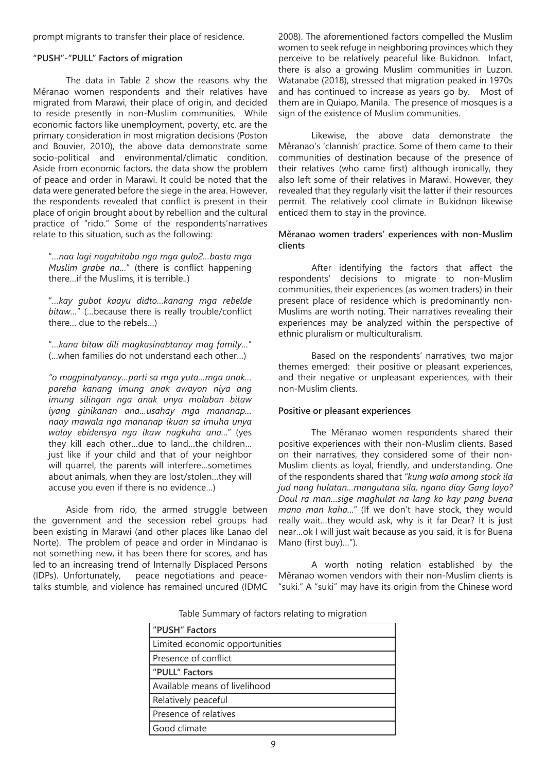prompt migrants to transfer their place of residence.

### "PUSH"-"PULL" Factors of migration

The data in Table 2 show the reasons why the Mĕranao women respondents and their relatives have migrated from Marawi, their place of origin, and decided to reside presently in non-Muslim communities. While economic factors like unemployment, poverty, etc. are the primary consideration in most migration decisions (Poston and Bouvier, 2010), the above data demonstrate some socio-political and environmental/climatic condition. Aside from economic factors, the data show the problem of peace and order in Marawi. It could be noted that the data were generated before the siege in the area. However, the respondents revealed that conflict is present in their place of origin brought about by rebellion and the cultural practice of "rido." Some of the respondents'narratives relate to this situation, such as the following:

> "...*naa lagi nagahitabo nga mga gulo2...basta mga Muslim grabe na*..." (there is conflict happening there...if the Muslims, it is terrible..)

> "...*kay gubot kaayu didto...kanang mga rebelde bitaw*..." (...because there is really trouble/conflict there... due to the rebels...)

> "...*kana bitaw dili magkasinabtanay mag family*..." (...when families do not understand each other...)

> *"o magpinatyanay...parti sa mga yuta...mga anak... pareha kanang imung anak awayon niya ang imung silingan nga anak unya molaban bitaw iyang ginikanan ana...usahay mga mananap... naay mawala nga mananap ikuan sa imuha unya walay ebidensya nga ikaw nagkuha ana..."* (yes they kill each other...due to land...the children... just like if your child and that of your neighbor will quarrel, the parents will interfere...sometimes about animals, when they are lost/stolen...they will accuse you even if there is no evidence...)

Aside from rido, the armed struggle between the government and the secession rebel groups had been existing in Marawi (and other places like Lanao del Norte). The problem of peace and order in Mindanao is not something new, it has been there for scores, and has led to an increasing trend of Internally Displaced Persons (IDPs). Unfortunately, peace negotiations and peace-talks stumble, and violence has remained uncured (IDMC 2008). The aforementioned factors compelled the Muslim women to seek refuge in neighboring provinces which they perceive to be relatively peaceful like Bukidnon. Infact, there is also a growing Muslim communities in Luzon. Watanabe (2018), stressed that migration peaked in 1970s and has continued to increase as years go by. Most of them are in Quiapo, Manila. The presence of mosques is a sign of the existence of Muslim communities.

Likewise, the above data demonstrate the Mĕranao's 'clannish' practice. Some of them came to their communities of destination because of the presence of their relatives (who came first) although ironically, they also left some of their relatives in Marawi. However, they revealed that they regularly visit the latter if their resources permit. The relatively cool climate in Bukidnon likewise enticed them to stay in the province.

Table Summary of factors relating to migration

| "PUSH" Factors |
|---|
| Limited economic opportunities |
| Presence of conflict |
| **"PULL" Factors** |
| Available means of livelihood |
| Relatively peaceful |
| Presence of relatives |
| Good climate |

### Mĕranao women traders' experiences with non-Muslim clients

After identifying the factors that affect the respondents' decisions to migrate to non-Muslim communities, their experiences (as women traders) in their present place of residence which is predominantly non-Muslims are worth noting. Their narratives revealing their experiences may be analyzed within the perspective of ethnic pluralism or multiculturalism.

Based on the respondents' narratives, two major themes emerged: their positive or pleasant experiences, and their negative or unpleasant experiences, with their non-Muslim clients.

#### Positive or pleasant experiences

The Mĕranao women respondents shared their positive experiences with their non-Muslim clients. Based on their narratives, they considered some of their non-Muslim clients as loyal, friendly, and understanding. One of the respondents shared that *"kung wala among stock ila jud nang hulatan...mangutana sila, ngano diay Gang layo? Doul ra man...sige maghulat na lang ko kay pang buena mano man kaha..."* (If we don't have stock, they would really wait...they would ask, why is it far Dear? It is just near...ok I will just wait because as you said, it is for Buena Mano (first buy)...").

A worth noting relation established by the Mĕranao women vendors with their non-Muslim clients is "suki." A "suki" may have its origin from the Chinese word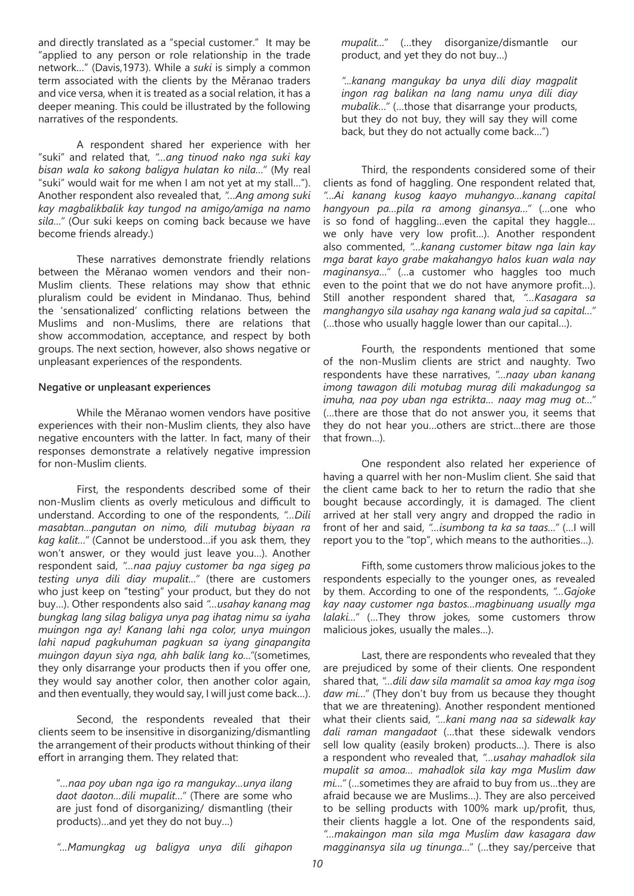and directly translated as a "special customer." It may be "applied to any person or role relationship in the trade network…" (Davis,1973). While a *suki* is simply a common term associated with the clients by the Měranao traders and vice versa, when it is treated as a social relation, it has a deeper meaning. This could be illustrated by the following narratives of the respondents.

A respondent shared her experience with her "suki" and related that, *"…ang tinuod nako nga suki kay bisan wala ko sakong baligya hulatan ko nila…"* (My real "suki" would wait for me when I am not yet at my stall…"). Another respondent also revealed that, *"…Ang among suki kay magbalikbalik kay tungod na amigo/amiga na namo sila…"* (Our suki keeps on coming back because we have become friends already.)

These narratives demonstrate friendly relations between the Měranao women vendors and their non-Muslim clients. These relations may show that ethnic pluralism could be evident in Mindanao. Thus, behind the 'sensationalized' conflicting relations between the Muslims and non-Muslims, there are relations that show accommodation, acceptance, and respect by both groups. The next section, however, also shows negative or unpleasant experiences of the respondents.

**Negative or unpleasant experiences**

While the Měranao women vendors have positive experiences with their non-Muslim clients, they also have negative encounters with the latter. In fact, many of their responses demonstrate a relatively negative impression for non-Muslim clients.

First, the respondents described some of their non-Muslim clients as overly meticulous and difficult to understand. According to one of the respondents, *"…Dili masabtan…pangutan on nimo, dili mutubag biyaan ra kag kalit…"* (Cannot be understood…if you ask them, they won't answer, or they would just leave you…). Another respondent said, *"…naa pajuy customer ba nga sigeg pa testing unya dili diay mupalit…"* (there are customers who just keep on "testing" your product, but they do not buy…). Other respondents also said *"…usahay kanang mag bungkag lang silag baligya unya pag ihatag nimu sa iyaha muingon nga ay! Kanang lahi nga color, unya muingon lahi napud pagkuhuman pagkuan sa iyang ginapangita muingon dayun siya nga, ahh balik lang ko…"*(sometimes, they only disarrange your products then if you offer one, they would say another color, then another color again, and then eventually, they would say, I will just come back…).

Second, the respondents revealed that their clients seem to be insensitive in disorganizing/dismantling the arrangement of their products without thinking of their effort in arranging them. They related that:

> "*…naa poy uban nga igo ra mangukay…unya ilang daot daoton…dili mupalit…"* (There are some who are just fond of disorganizing/ dismantling (their products)…and yet they do not buy…)
>
> *"…Mamungkag ug baligya unya dili gihapon mupalit…"* (…they disorganize/dismantle our product, and yet they do not buy…)
>
> *"…kanang mangukay ba unya dili diay magpalit ingon rag balikan na lang namu unya dili diay mubalik…"* (…those that disarrange your products, but they do not buy, they will say they will come back, but they do not actually come back…")

Third, the respondents considered some of their clients as fond of haggling. One respondent related that, *"…Ai kanang kusog kaayo muhangyo…kanang capital hangyoun pa…pila ra among ginansya…"* (…one who is so fond of haggling…even the capital they haggle… we only have very low profit…). Another respondent also commented, *"…kanang customer bitaw nga lain kay mga barat kayo grabe makahangyo halos kuan wala nay maginansya…"* (…a customer who haggles too much even to the point that we do not have anymore profit…). Still another respondent shared that, *"…Kasagara sa manghangyo sila usahay nga kanang wala jud sa capital…"* (…those who usually haggle lower than our capital…).

Fourth, the respondents mentioned that some of the non-Muslim clients are strict and naughty. Two respondents have these narratives, *"…naay uban kanang imong tawagon dili motubag murag dili makadungog sa imuha, naa poy uban nga estrikta… naay mag mug ot…"* (…there are those that do not answer you, it seems that they do not hear you…others are strict…there are those that frown…).

One respondent also related her experience of having a quarrel with her non-Muslim client. She said that the client came back to her to return the radio that she bought because accordingly, it is damaged. The client arrived at her stall very angry and dropped the radio in front of her and said, *"…isumbong ta ka sa taas…"* (…I will report you to the "top", which means to the authorities…).

Fifth, some customers throw malicious jokes to the respondents especially to the younger ones, as revealed by them. According to one of the respondents, *"…Gajoke kay naay customer nga bastos…magbinuang usually mga lalaki…"* (…They throw jokes, some customers throw malicious jokes, usually the males…).

Last, there are respondents who revealed that they are prejudiced by some of their clients. One respondent shared that, *"…dili daw sila mamalit sa amoa kay mga isog daw mi…"* (They don't buy from us because they thought that we are threatening). Another respondent mentioned what their clients said, *"…kani mang naa sa sidewalk kay dali raman mangadaot* (…that these sidewalk vendors sell low quality (easily broken) products…). There is also a respondent who revealed that, *"…usahay mahadlok sila mupalit sa amoa… mahadlok sila kay mga Muslim daw mi…"* (…sometimes they are afraid to buy from us…they are afraid because we are Muslims…). They are also perceived to be selling products with 100% mark up/profit, thus, their clients haggle a lot. One of the respondents said, *"…makaingon man sila mga Muslim daw kasagara daw magginansya sila ug tinunga…"* (…they say/perceive that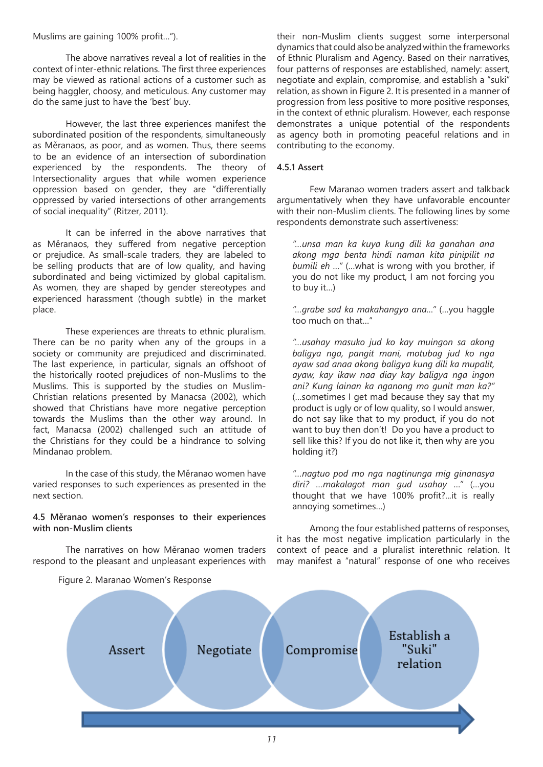Muslims are gaining 100% profit…").

The above narratives reveal a lot of realities in the context of inter-ethnic relations. The first three experiences may be viewed as rational actions of a customer such as being haggler, choosy, and meticulous. Any customer may do the same just to have the 'best' buy.

However, the last three experiences manifest the subordinated position of the respondents, simultaneously as Mĕranaos, as poor, and as women. Thus, there seems to be an evidence of an intersection of subordination experienced by the respondents. The theory of Intersectionality argues that while women experience oppression based on gender, they are "differentially oppressed by varied intersections of other arrangements of social inequality" (Ritzer, 2011).

It can be inferred in the above narratives that as Mĕranaos, they suffered from negative perception or prejudice. As small-scale traders, they are labeled to be selling products that are of low quality, and having subordinated and being victimized by global capitalism. As women, they are shaped by gender stereotypes and experienced harassment (though subtle) in the market place.

These experiences are threats to ethnic pluralism. There can be no parity when any of the groups in a society or community are prejudiced and discriminated. The last experience, in particular, signals an offshoot of the historically rooted prejudices of non-Muslims to the Muslims. This is supported by the studies on Muslim-Christian relations presented by Manacsa (2002), which showed that Christians have more negative perception towards the Muslims than the other way around. In fact, Manacsa (2002) challenged such an attitude of the Christians for they could be a hindrance to solving Mindanao problem.

In the case of this study, the Mĕranao women have varied responses to such experiences as presented in the next section.

**4.5 Mĕranao women's responses to their experiences with non-Muslim clients**

The narratives on how Mĕranao women traders respond to the pleasant and unpleasant experiences with their non-Muslim clients suggest some interpersonal dynamics that could also be analyzed within the frameworks of Ethnic Pluralism and Agency. Based on their narratives, four patterns of responses are established, namely: assert, negotiate and explain, compromise, and establish a "suki" relation, as shown in Figure 2. It is presented in a manner of progression from less positive to more positive responses, in the context of ethnic pluralism. However, each response demonstrates a unique potential of the respondents as agency both in promoting peaceful relations and in contributing to the economy.

**4.5.1 Assert**

Few Maranao women traders assert and talkback argumentatively when they have unfavorable encounter with their non-Muslim clients. The following lines by some respondents demonstrate such assertiveness:

> *"…unsa man ka kuya kung dili ka ganahan ana akong mga benta hindi naman kita pinipilit na bumili eh …"* (…what is wrong with you brother, if you do not like my product, I am not forcing you to buy it…)

> *"…grabe sad ka makahangyo ana…"* (…you haggle too much on that…"

> *"…usahay masuko jud ko kay muingon sa akong baligya nga, pangit mani, motubag jud ko nga ayaw sad anaa akong baligya kung dili ka mupalit, ayaw, kay ikaw naa diay kay baligya nga ingon ani? Kung lainan ka nganong mo gunit man ka?"* (…sometimes I get mad because they say that my product is ugly or of low quality, so I would answer, do not say like that to my product, if you do not want to buy then don't! Do you have a product to sell like this? If you do not like it, then why are you holding it?)

> *"…nagtuo pod mo nga nagtinunga mig ginanasya diri? …makalagot man gud usahay …"* (…you thought that we have 100% profit?…it is really annoying sometimes…)

Among the four established patterns of responses, it has the most negative implication particularly in the context of peace and a pluralist interethnic relation. It may manifest a "natural" response of one who receives

Figure 2. Maranao Women's Response

Assert → Negotiate → Compromise → Establish a "Suki" relation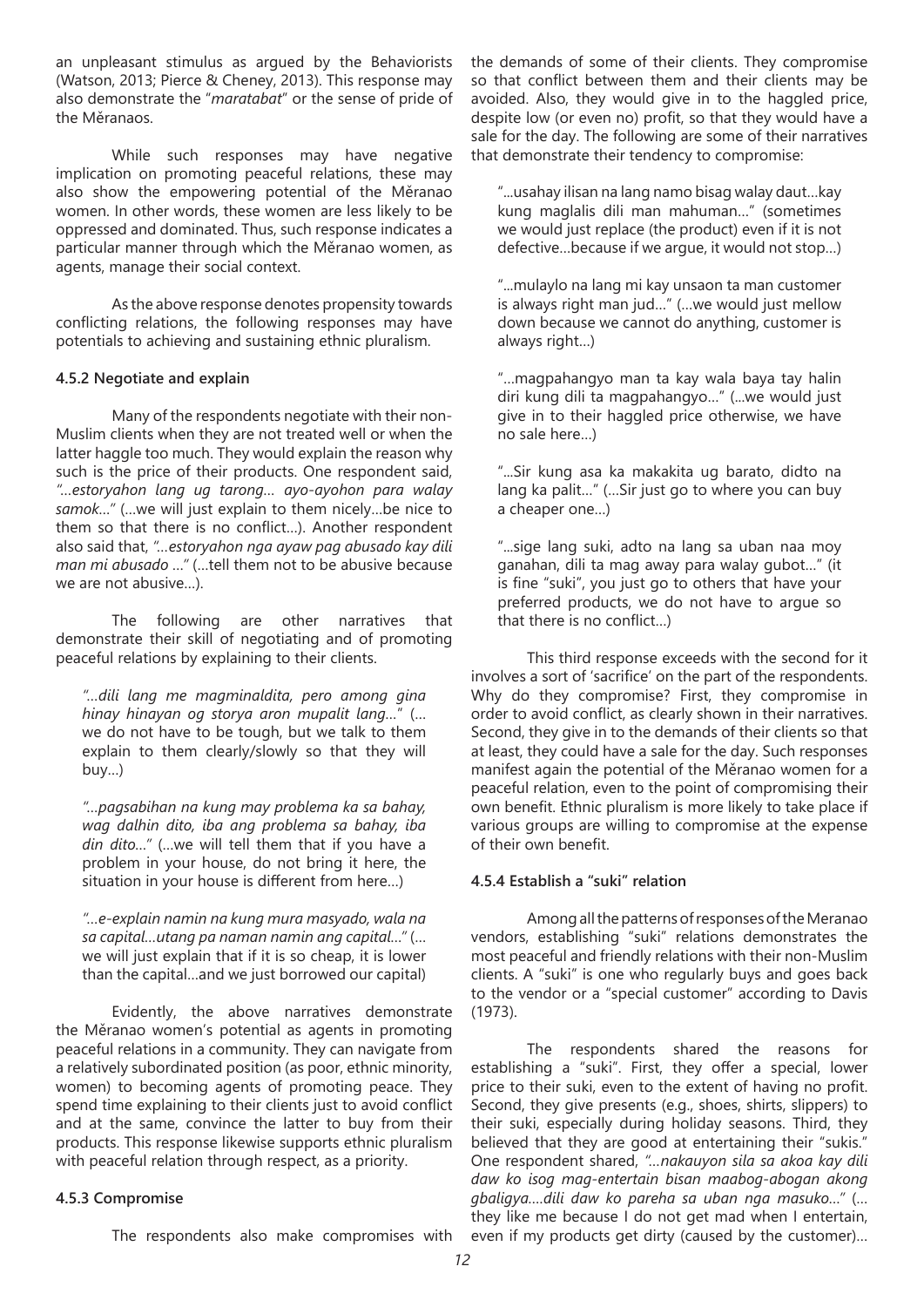an unpleasant stimulus as argued by the Behaviorists (Watson, 2013; Pierce & Cheney, 2013). This response may also demonstrate the "*maratabat*" or the sense of pride of the Mĕranaos.

While such responses may have negative implication on promoting peaceful relations, these may also show the empowering potential of the Mĕranao women. In other words, these women are less likely to be oppressed and dominated. Thus, such response indicates a particular manner through which the Mĕranao women, as agents, manage their social context.

As the above response denotes propensity towards conflicting relations, the following responses may have potentials to achieving and sustaining ethnic pluralism.

#### 4.5.2 Negotiate and explain

Many of the respondents negotiate with their non-Muslim clients when they are not treated well or when the latter haggle too much. They would explain the reason why such is the price of their products. One respondent said, *"…estoryahon lang ug tarong… ayo-ayohon para walay samok…"* (…we will just explain to them nicely…be nice to them so that there is no conflict…). Another respondent also said that, *"…estoryahon nga ayaw pag abusado kay dili man mi abusado …"* (…tell them not to be abusive because we are not abusive…).

The following are other narratives that demonstrate their skill of negotiating and of promoting peaceful relations by explaining to their clients.

> *"…dili lang me magminaldita, pero among gina hinay hinayan og storya aron mupalit lang…"* (…we do not have to be tough, but we talk to them explain to them clearly/slowly so that they will buy…)

> *"…pagsabihan na kung may problema ka sa bahay, wag dalhin dito, iba ang problema sa bahay, iba din dito…"* (…we will tell them that if you have a problem in your house, do not bring it here, the situation in your house is different from here…)

> *"…e-explain namin na kung mura masyado, wala na sa capital…utang pa naman namin ang capital…"* (…we will just explain that if it is so cheap, it is lower than the capital…and we just borrowed our capital)

Evidently, the above narratives demonstrate the Mĕranao women's potential as agents in promoting peaceful relations in a community. They can navigate from a relatively subordinated position (as poor, ethnic minority, women) to becoming agents of promoting peace. They spend time explaining to their clients just to avoid conflict and at the same, convince the latter to buy from their products. This response likewise supports ethnic pluralism with peaceful relation through respect, as a priority.

#### 4.5.3 Compromise

The respondents also make compromises with the demands of some of their clients. They compromise so that conflict between them and their clients may be avoided. Also, they would give in to the haggled price, despite low (or even no) profit, so that they would have a sale for the day. The following are some of their narratives that demonstrate their tendency to compromise:

> "...usahay ilisan na lang namo bisag walay daut…kay kung maglalis dili man mahuman…" (sometimes we would just replace (the product) even if it is not defective…because if we argue, it would not stop…)

> "...mulaylo na lang mi kay unsaon ta man customer is always right man jud…" (…we would just mellow down because we cannot do anything, customer is always right…)

> "…magpahangyo man ta kay wala baya tay halin diri kung dili ta magpahangyo…" (...we would just give in to their haggled price otherwise, we have no sale here…)

> "...Sir kung asa ka makakita ug barato, didto na lang ka palit…" (…Sir just go to where you can buy a cheaper one…)

> "...sige lang suki, adto na lang sa uban naa moy ganahan, dili ta mag away para walay gubot…" (it is fine "suki", you just go to others that have your preferred products, we do not have to argue so that there is no conflict…)

This third response exceeds with the second for it involves a sort of 'sacrifice' on the part of the respondents. Why do they compromise? First, they compromise in order to avoid conflict, as clearly shown in their narratives. Second, they give in to the demands of their clients so that at least, they could have a sale for the day. Such responses manifest again the potential of the Mĕranao women for a peaceful relation, even to the point of compromising their own benefit. Ethnic pluralism is more likely to take place if various groups are willing to compromise at the expense of their own benefit.

#### 4.5.4 Establish a "suki" relation

Among all the patterns of responses of the Meranao vendors, establishing "suki" relations demonstrates the most peaceful and friendly relations with their non-Muslim clients. A "suki" is one who regularly buys and goes back to the vendor or a "special customer" according to Davis (1973).

The respondents shared the reasons for establishing a "suki". First, they offer a special, lower price to their suki, even to the extent of having no profit. Second, they give presents (e.g., shoes, shirts, slippers) to their suki, especially during holiday seasons. Third, they believed that they are good at entertaining their "sukis." One respondent shared, *"…nakauyon sila sa akoa kay dili daw ko isog mag-entertain bisan maabog-abogan akong gbaligya….dili daw ko pareha sa uban nga masuko…"* (…they like me because I do not get mad when I entertain, even if my products get dirty (caused by the customer)…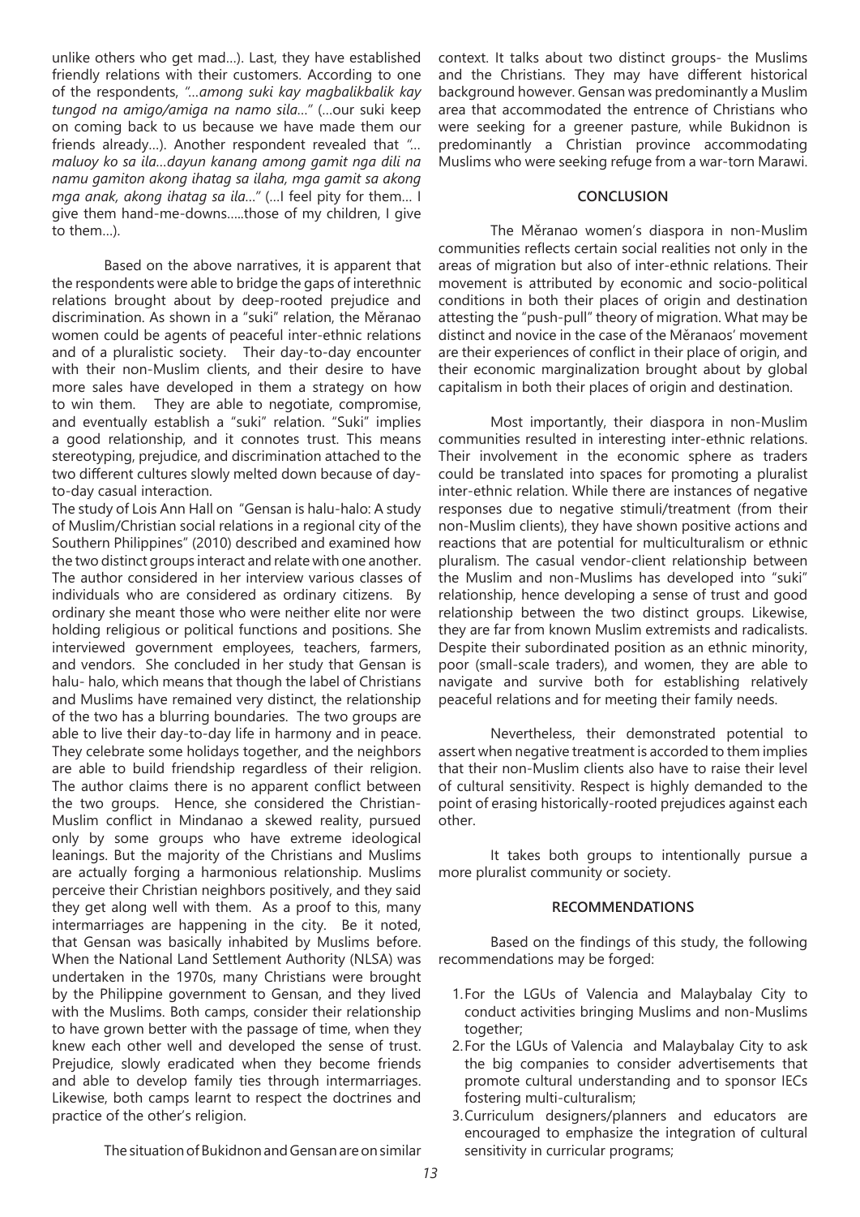unlike others who get mad...). Last, they have established friendly relations with their customers. According to one of the respondents, *"...among suki kay magbalikbalik kay tungod na amigo/amiga na namo sila..."* (...our suki keep on coming back to us because we have made them our friends already...). Another respondent revealed that *"... maluoy ko sa ila...dayun kanang among gamit nga dili na namu gamiton akong ihatag sa ilaha, mga gamit sa akong mga anak, akong ihatag sa ila..."* (...I feel pity for them... I give them hand-me-downs.....those of my children, I give to them...).

Based on the above narratives, it is apparent that the respondents were able to bridge the gaps of interethnic relations brought about by deep-rooted prejudice and discrimination. As shown in a "suki" relation, the Měranao women could be agents of peaceful inter-ethnic relations and of a pluralistic society. Their day-to-day encounter with their non-Muslim clients, and their desire to have more sales have developed in them a strategy on how to win them. They are able to negotiate, compromise, and eventually establish a "suki" relation. "Suki" implies a good relationship, and it connotes trust. This means stereotyping, prejudice, and discrimination attached to the two different cultures slowly melted down because of day-to-day casual interaction.

The study of Lois Ann Hall on "Gensan is halu-halo: A study of Muslim/Christian social relations in a regional city of the Southern Philippines" (2010) described and examined how the two distinct groups interact and relate with one another. The author considered in her interview various classes of individuals who are considered as ordinary citizens. By ordinary she meant those who were neither elite nor were holding religious or political functions and positions. She interviewed government employees, teachers, farmers, and vendors. She concluded in her study that Gensan is halu- halo, which means that though the label of Christians and Muslims have remained very distinct, the relationship of the two has a blurring boundaries. The two groups are able to live their day-to-day life in harmony and in peace. They celebrate some holidays together, and the neighbors are able to build friendship regardless of their religion. The author claims there is no apparent conflict between the two groups. Hence, she considered the Christian-Muslim conflict in Mindanao a skewed reality, pursued only by some groups who have extreme ideological leanings. But the majority of the Christians and Muslims are actually forging a harmonious relationship. Muslims perceive their Christian neighbors positively, and they said they get along well with them. As a proof to this, many intermarriages are happening in the city. Be it noted, that Gensan was basically inhabited by Muslims before. When the National Land Settlement Authority (NLSA) was undertaken in the 1970s, many Christians were brought by the Philippine government to Gensan, and they lived with the Muslims. Both camps, consider their relationship to have grown better with the passage of time, when they knew each other well and developed the sense of trust. Prejudice, slowly eradicated when they become friends and able to develop family ties through intermarriages. Likewise, both camps learnt to respect the doctrines and practice of the other's religion.

The situation of Bukidnon and Gensan are on similar context. It talks about two distinct groups- the Muslims and the Christians. They may have different historical background however. Gensan was predominantly a Muslim area that accommodated the entrence of Christians who were seeking for a greener pasture, while Bukidnon is predominantly a Christian province accommodating Muslims who were seeking refuge from a war-torn Marawi.

## CONCLUSION

The Měranao women's diaspora in non-Muslim communities reflects certain social realities not only in the areas of migration but also of inter-ethnic relations. Their movement is attributed by economic and socio-political conditions in both their places of origin and destination attesting the "push-pull" theory of migration. What may be distinct and novice in the case of the Měranaos' movement are their experiences of conflict in their place of origin, and their economic marginalization brought about by global capitalism in both their places of origin and destination.

Most importantly, their diaspora in non-Muslim communities resulted in interesting inter-ethnic relations. Their involvement in the economic sphere as traders could be translated into spaces for promoting a pluralist inter-ethnic relation. While there are instances of negative responses due to negative stimuli/treatment (from their non-Muslim clients), they have shown positive actions and reactions that are potential for multiculturalism or ethnic pluralism. The casual vendor-client relationship between the Muslim and non-Muslims has developed into "suki" relationship, hence developing a sense of trust and good relationship between the two distinct groups. Likewise, they are far from known Muslim extremists and radicalists. Despite their subordinated position as an ethnic minority, poor (small-scale traders), and women, they are able to navigate and survive both for establishing relatively peaceful relations and for meeting their family needs.

Nevertheless, their demonstrated potential to assert when negative treatment is accorded to them implies that their non-Muslim clients also have to raise their level of cultural sensitivity. Respect is highly demanded to the point of erasing historically-rooted prejudices against each other.

It takes both groups to intentionally pursue a more pluralist community or society.

## RECOMMENDATIONS

Based on the findings of this study, the following recommendations may be forged:

1. For the LGUs of Valencia and Malaybalay City to conduct activities bringing Muslims and non-Muslims together;
2. For the LGUs of Valencia and Malaybalay City to ask the big companies to consider advertisements that promote cultural understanding and to sponsor IECs fostering multi-culturalism;
3. Curriculum designers/planners and educators are encouraged to emphasize the integration of cultural sensitivity in curricular programs;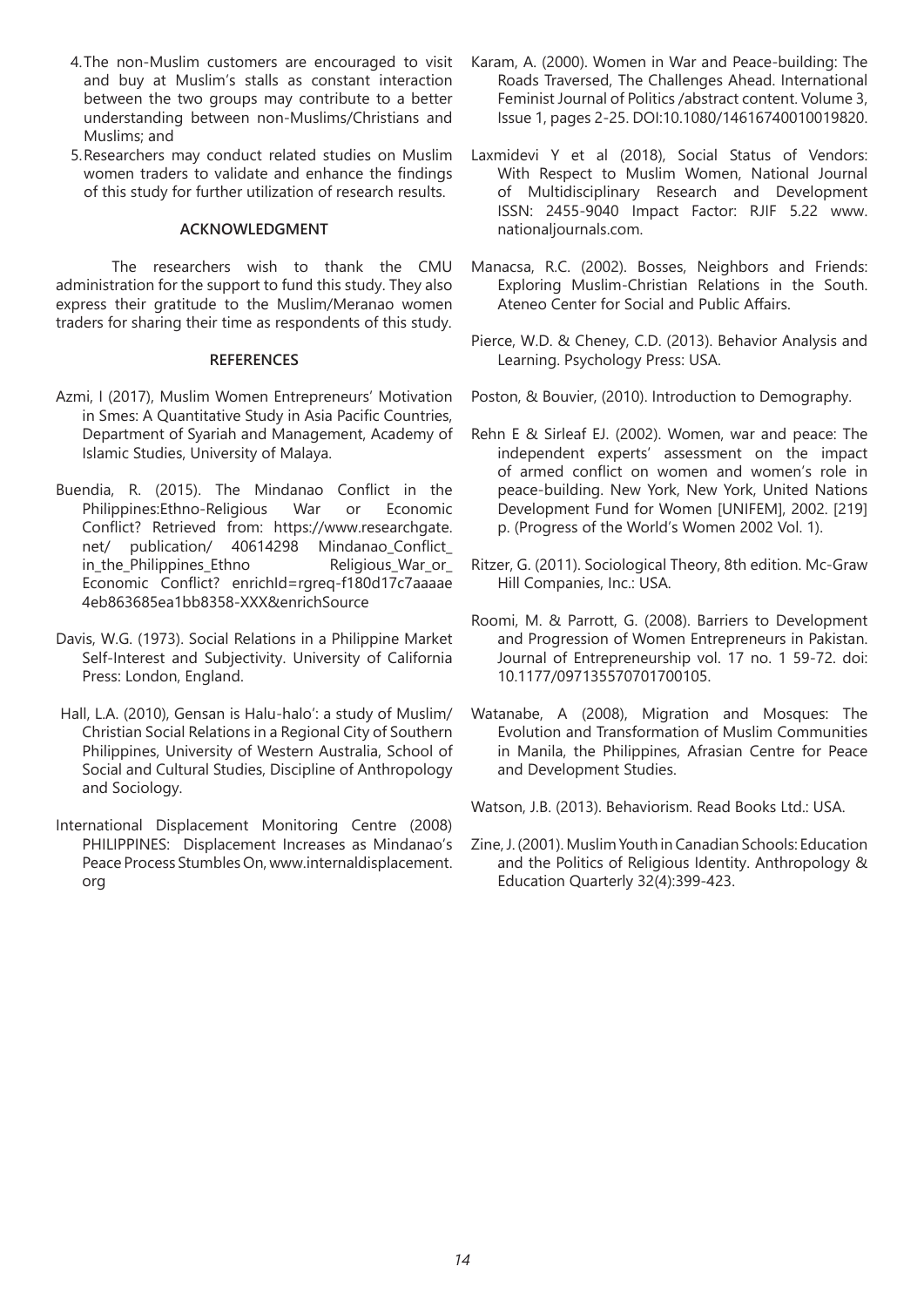4. The non-Muslim customers are encouraged to visit and buy at Muslim's stalls as constant interaction between the two groups may contribute to a better understanding between non-Muslims/Christians and Muslims; and
5. Researchers may conduct related studies on Muslim women traders to validate and enhance the findings of this study for further utilization of research results.

## ACKNOWLEDGMENT

The researchers wish to thank the CMU administration for the support to fund this study. They also express their gratitude to the Muslim/Meranao women traders for sharing their time as respondents of this study.

## REFERENCES

Azmi, I (2017), Muslim Women Entrepreneurs' Motivation in Smes: A Quantitative Study in Asia Pacific Countries, Department of Syariah and Management, Academy of Islamic Studies, University of Malaya.

Buendia, R. (2015). The Mindanao Conflict in the Philippines:Ethno-Religious War or Economic Conflict? Retrieved from: https://www.researchgate.net/ publication/ 40614298 Mindanao_Conflict_in_the_Philippines_Ethno Religious_War_or_Economic Conflict? enrichId=rgreq-f180d17c7aaaae4eb863685ea1bb8358-XXX&enrichSource

Davis, W.G. (1973). Social Relations in a Philippine Market Self-Interest and Subjectivity. University of California Press: London, England.

Hall, L.A. (2010), Gensan is Halu-halo': a study of Muslim/Christian Social Relations in a Regional City of Southern Philippines, University of Western Australia, School of Social and Cultural Studies, Discipline of Anthropology and Sociology.

International Displacement Monitoring Centre (2008) PHILIPPINES: Displacement Increases as Mindanao's Peace Process Stumbles On, www.internaldisplacement.org

Karam, A. (2000). Women in War and Peace-building: The Roads Traversed, The Challenges Ahead. International Feminist Journal of Politics /abstract content. Volume 3, Issue 1, pages 2-25. DOI:10.1080/14616740010019820.

Laxmidevi Y et al (2018), Social Status of Vendors: With Respect to Muslim Women, National Journal of Multidisciplinary Research and Development ISSN: 2455-9040 Impact Factor: RJIF 5.22 www.nationaljournals.com.

Manacsa, R.C. (2002). Bosses, Neighbors and Friends: Exploring Muslim-Christian Relations in the South. Ateneo Center for Social and Public Affairs.

Pierce, W.D. & Cheney, C.D. (2013). Behavior Analysis and Learning. Psychology Press: USA.

Poston, & Bouvier, (2010). Introduction to Demography.

Rehn E & Sirleaf EJ. (2002). Women, war and peace: The independent experts' assessment on the impact of armed conflict on women and women's role in peace-building. New York, New York, United Nations Development Fund for Women [UNIFEM], 2002. [219] p. (Progress of the World's Women 2002 Vol. 1).

Ritzer, G. (2011). Sociological Theory, 8th edition. Mc-Graw Hill Companies, Inc.: USA.

Roomi, M. & Parrott, G. (2008). Barriers to Development and Progression of Women Entrepreneurs in Pakistan. Journal of Entrepreneurship vol. 17 no. 1 59-72. doi: 10.1177/097135570701700105.

Watanabe, A (2008), Migration and Mosques: The Evolution and Transformation of Muslim Communities in Manila, the Philippines, Afrasian Centre for Peace and Development Studies.

Watson, J.B. (2013). Behaviorism. Read Books Ltd.: USA.

Zine, J. (2001). Muslim Youth in Canadian Schools: Education and the Politics of Religious Identity. Anthropology & Education Quarterly 32(4):399-423.